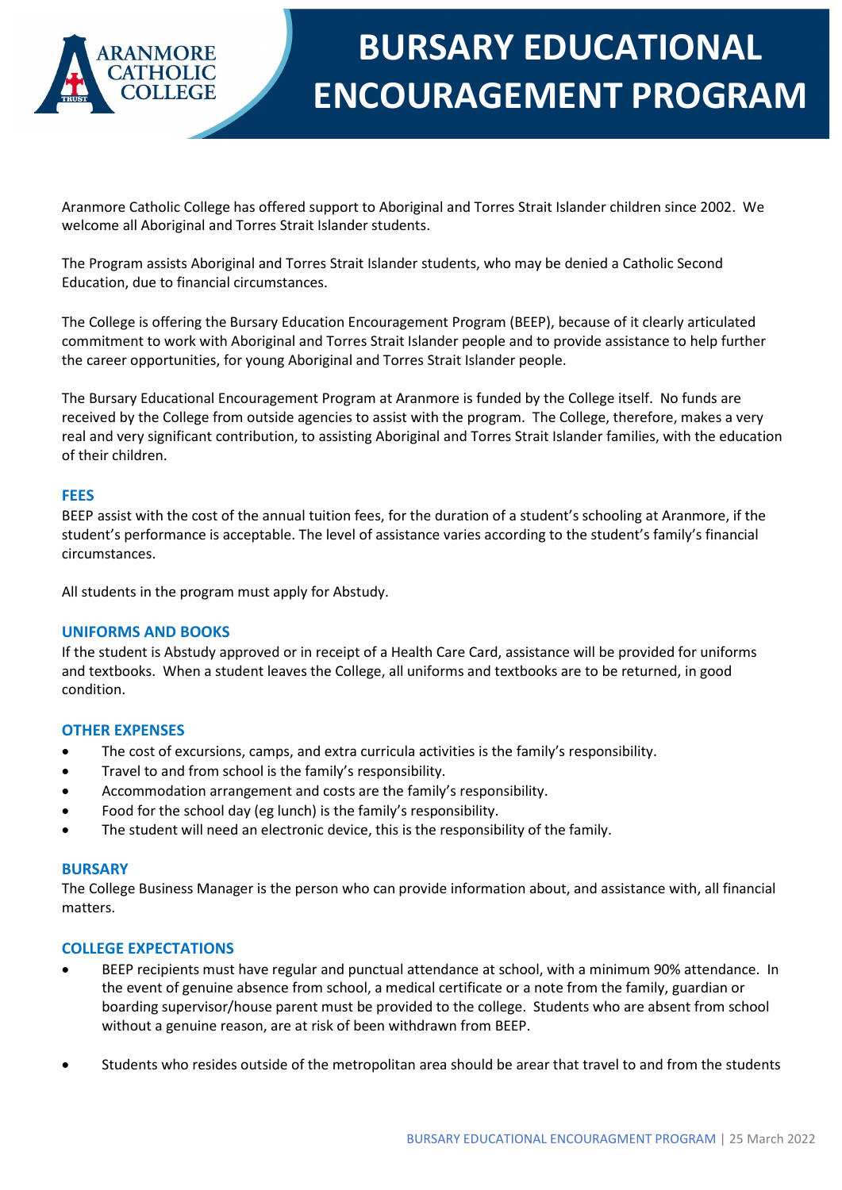# BURSARY EDUCATIONAL ENCOURAGEMENT PROGRAM

Aranmore Catholic College has offered support to Aboriginal and Torres Strait Islander children since 2002. We welcome all Aboriginal and Torres Strait Islander students.

The Program assists Aboriginal and Torres Strait Islander students, who may be denied a Catholic Second Education, due to financial circumstances.

The College is offering the Bursary Education Encouragement Program (BEEP), because of it clearly articulated commitment to work with Aboriginal and Torres Strait Islander people and to provide assistance to help further the career opportunities, for young Aboriginal and Torres Strait Islander people.

The Bursary Educational Encouragement Program at Aranmore is funded by the College itself. No funds are received by the College from outside agencies to assist with the program. The College, therefore, makes a very real and very significant contribution, to assisting Aboriginal and Torres Strait Islander families, with the education of their children.

## FEES

BEEP assist with the cost of the annual tuition fees, for the duration of a student's schooling at Aranmore, if the student's performance is acceptable. The level of assistance varies according to the student's family's financial circumstances.

All students in the program must apply for Abstudy.

## UNIFORMS AND BOOKS

If the student is Abstudy approved or in receipt of a Health Care Card, assistance will be provided for uniforms and textbooks. When a student leaves the College, all uniforms and textbooks are to be returned, in good condition.

## OTHER EXPENSES

- The cost of excursions, camps, and extra curricula activities is the family's responsibility.
- Travel to and from school is the family's responsibility.
- Accommodation arrangement and costs are the family's responsibility.
- Food for the school day (eg lunch) is the family's responsibility.
- The student will need an electronic device, this is the responsibility of the family.

## BURSARY

The College Business Manager is the person who can provide information about, and assistance with, all financial matters.

## COLLEGE EXPECTATIONS

- BEEP recipients must have regular and punctual attendance at school, with a minimum 90% attendance. In the event of genuine absence from school, a medical certificate or a note from the family, guardian or boarding supervisor/house parent must be provided to the college. Students who are absent from school without a genuine reason, are at risk of been withdrawn from BEEP.

- Students who resides outside of the metropolitan area should be arear that travel to and from the students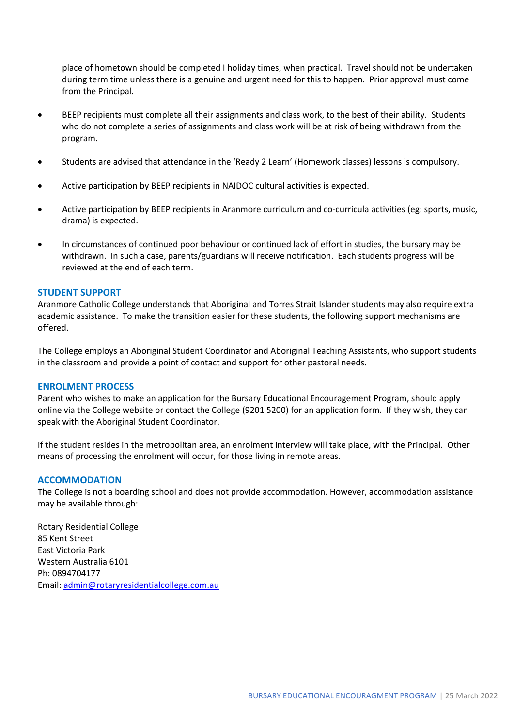place of hometown should be completed I holiday times, when practical. Travel should not be undertaken during term time unless there is a genuine and urgent need for this to happen. Prior approval must come from the Principal.

- BEEP recipients must complete all their assignments and class work, to the best of their ability. Students who do not complete a series of assignments and class work will be at risk of being withdrawn from the program.
- Students are advised that attendance in the 'Ready 2 Learn' (Homework classes) lessons is compulsory.
- Active participation by BEEP recipients in NAIDOC cultural activities is expected.
- Active participation by BEEP recipients in Aranmore curriculum and co-curricula activities (eg: sports, music, drama) is expected.
- In circumstances of continued poor behaviour or continued lack of effort in studies, the bursary may be withdrawn. In such a case, parents/guardians will receive notification. Each students progress will be reviewed at the end of each term.

## STUDENT SUPPORT

Aranmore Catholic College understands that Aboriginal and Torres Strait Islander students may also require extra academic assistance. To make the transition easier for these students, the following support mechanisms are offered.

The College employs an Aboriginal Student Coordinator and Aboriginal Teaching Assistants, who support students in the classroom and provide a point of contact and support for other pastoral needs.

## ENROLMENT PROCESS

Parent who wishes to make an application for the Bursary Educational Encouragement Program, should apply online via the College website or contact the College (9201 5200) for an application form. If they wish, they can speak with the Aboriginal Student Coordinator.

If the student resides in the metropolitan area, an enrolment interview will take place, with the Principal. Other means of processing the enrolment will occur, for those living in remote areas.

## ACCOMMODATION

The College is not a boarding school and does not provide accommodation. However, accommodation assistance may be available through:

Rotary Residential College
85 Kent Street
East Victoria Park
Western Australia 6101
Ph: 0894704177
Email: admin@rotaryresidentialcollege.com.au